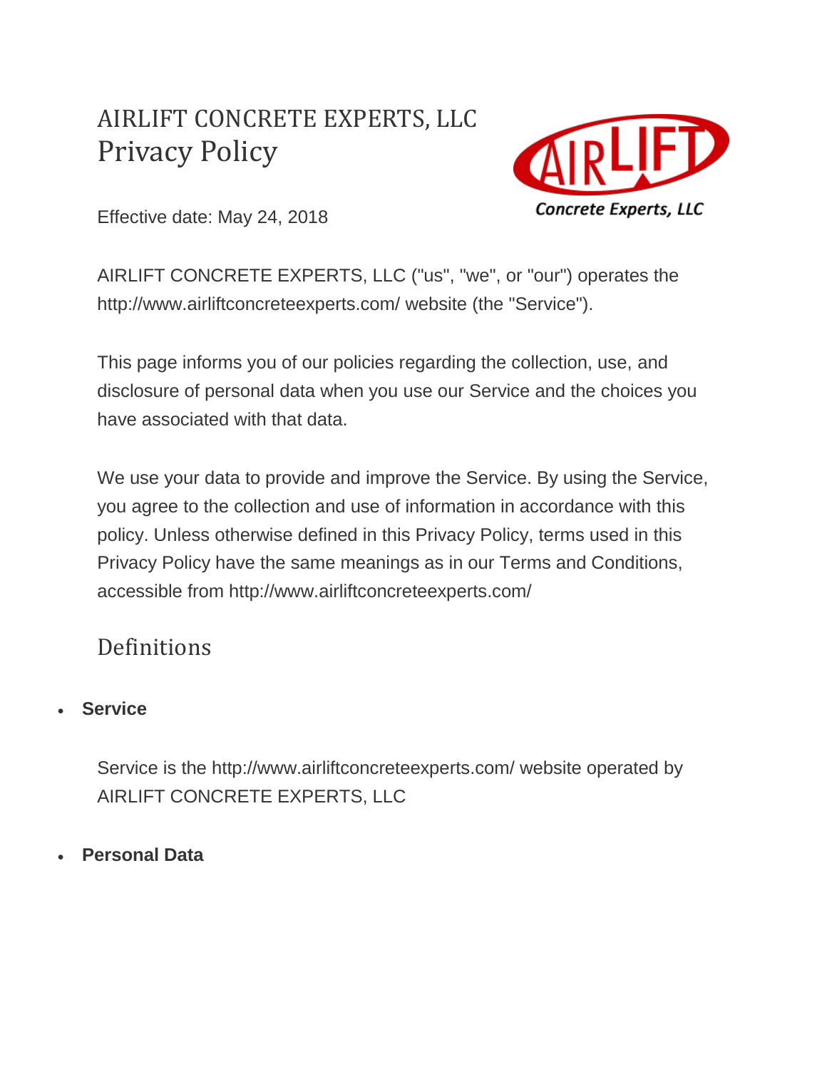# AIRLIFT CONCRETE EXPERTS, LLC
# Privacy Policy

Effective date: May 24, 2018

AIRLIFT CONCRETE EXPERTS, LLC ("us", "we", or "our") operates the http://www.airliftconcreteexperts.com/ website (the "Service").

This page informs you of our policies regarding the collection, use, and disclosure of personal data when you use our Service and the choices you have associated with that data.

We use your data to provide and improve the Service. By using the Service, you agree to the collection and use of information in accordance with this policy. Unless otherwise defined in this Privacy Policy, terms used in this Privacy Policy have the same meanings as in our Terms and Conditions, accessible from http://www.airliftconcreteexperts.com/

## Definitions

- **Service**

  Service is the http://www.airliftconcreteexperts.com/ website operated by AIRLIFT CONCRETE EXPERTS, LLC

- **Personal Data**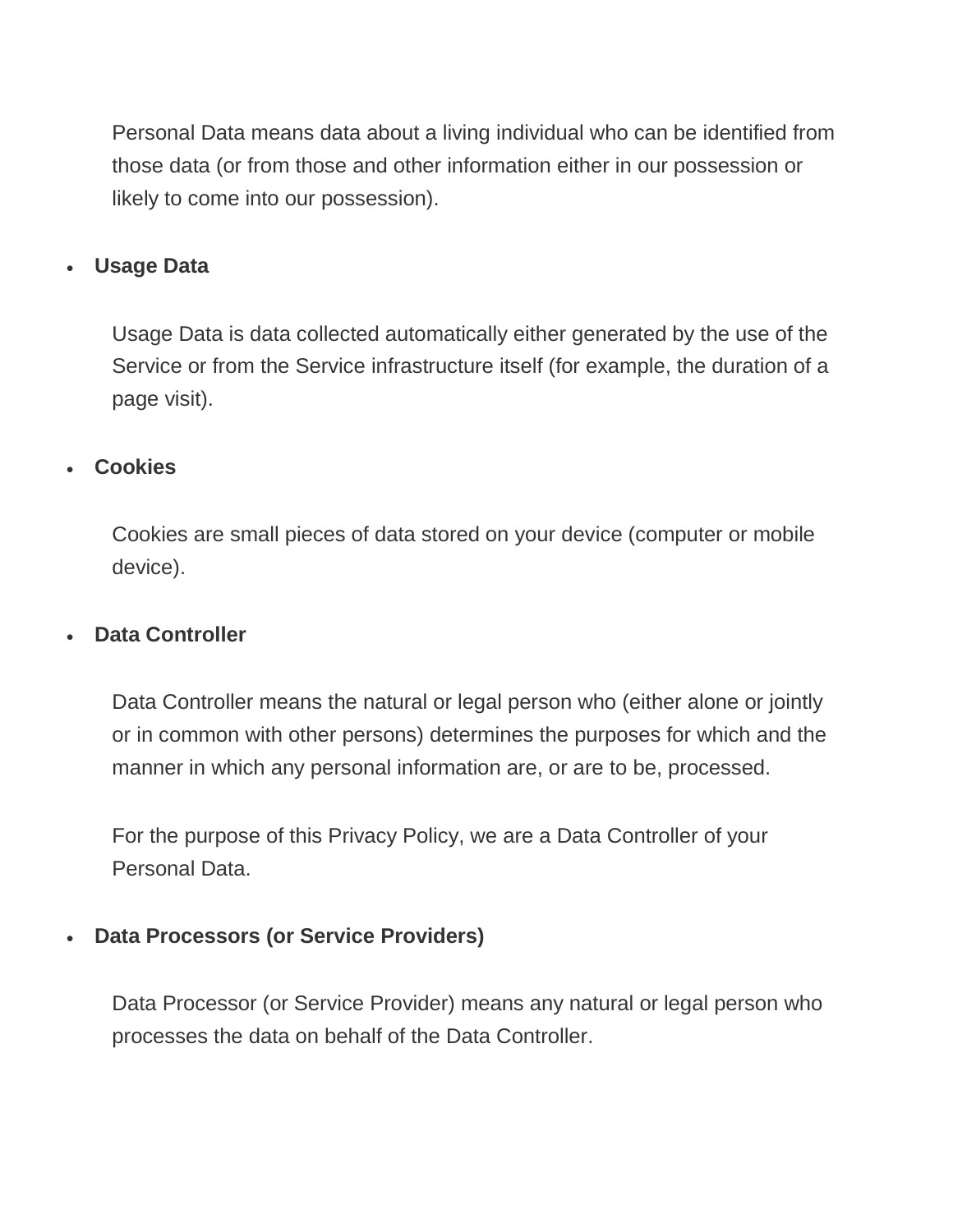Personal Data means data about a living individual who can be identified from those data (or from those and other information either in our possession or likely to come into our possession).

- **Usage Data**

  Usage Data is data collected automatically either generated by the use of the Service or from the Service infrastructure itself (for example, the duration of a page visit).

- **Cookies**

  Cookies are small pieces of data stored on your device (computer or mobile device).

- **Data Controller**

  Data Controller means the natural or legal person who (either alone or jointly or in common with other persons) determines the purposes for which and the manner in which any personal information are, or are to be, processed.

  For the purpose of this Privacy Policy, we are a Data Controller of your Personal Data.

- **Data Processors (or Service Providers)**

  Data Processor (or Service Provider) means any natural or legal person who processes the data on behalf of the Data Controller.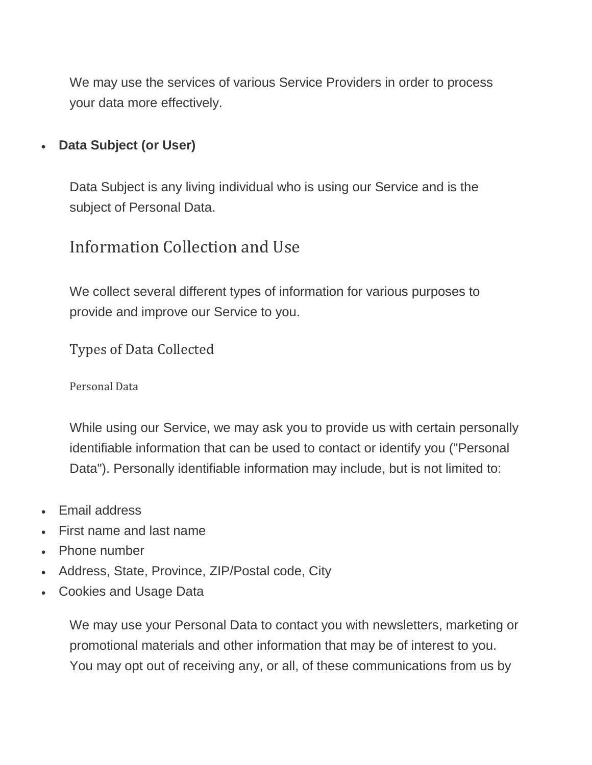We may use the services of various Service Providers in order to process your data more effectively.

- **Data Subject (or User)**

  Data Subject is any living individual who is using our Service and is the subject of Personal Data.

## Information Collection and Use

We collect several different types of information for various purposes to provide and improve our Service to you.

### Types of Data Collected

#### Personal Data

While using our Service, we may ask you to provide us with certain personally identifiable information that can be used to contact or identify you ("Personal Data"). Personally identifiable information may include, but is not limited to:

- Email address
- First name and last name
- Phone number
- Address, State, Province, ZIP/Postal code, City
- Cookies and Usage Data

We may use your Personal Data to contact you with newsletters, marketing or promotional materials and other information that may be of interest to you. You may opt out of receiving any, or all, of these communications from us by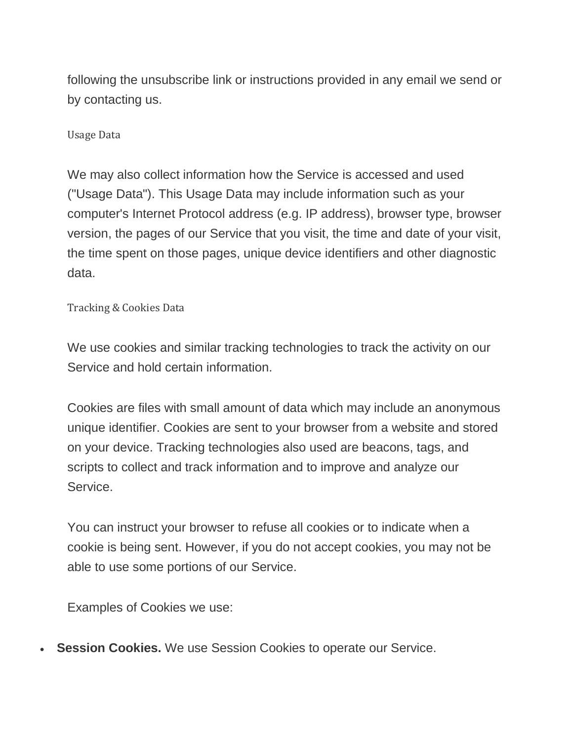following the unsubscribe link or instructions provided in any email we send or by contacting us.

### Usage Data

We may also collect information how the Service is accessed and used ("Usage Data"). This Usage Data may include information such as your computer's Internet Protocol address (e.g. IP address), browser type, browser version, the pages of our Service that you visit, the time and date of your visit, the time spent on those pages, unique device identifiers and other diagnostic data.

### Tracking & Cookies Data

We use cookies and similar tracking technologies to track the activity on our Service and hold certain information.

Cookies are files with small amount of data which may include an anonymous unique identifier. Cookies are sent to your browser from a website and stored on your device. Tracking technologies also used are beacons, tags, and scripts to collect and track information and to improve and analyze our Service.

You can instruct your browser to refuse all cookies or to indicate when a cookie is being sent. However, if you do not accept cookies, you may not be able to use some portions of our Service.

Examples of Cookies we use:

- **Session Cookies.** We use Session Cookies to operate our Service.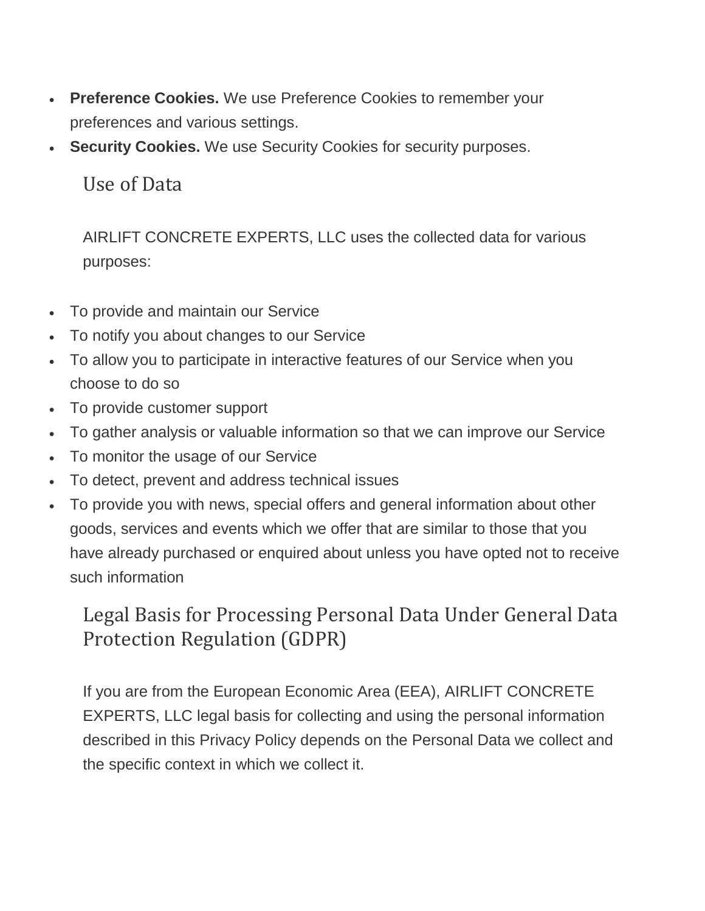- **Preference Cookies.** We use Preference Cookies to remember your preferences and various settings.
- **Security Cookies.** We use Security Cookies for security purposes.

## Use of Data

AIRLIFT CONCRETE EXPERTS, LLC uses the collected data for various purposes:

- To provide and maintain our Service
- To notify you about changes to our Service
- To allow you to participate in interactive features of our Service when you choose to do so
- To provide customer support
- To gather analysis or valuable information so that we can improve our Service
- To monitor the usage of our Service
- To detect, prevent and address technical issues
- To provide you with news, special offers and general information about other goods, services and events which we offer that are similar to those that you have already purchased or enquired about unless you have opted not to receive such information

## Legal Basis for Processing Personal Data Under General Data Protection Regulation (GDPR)

If you are from the European Economic Area (EEA), AIRLIFT CONCRETE EXPERTS, LLC legal basis for collecting and using the personal information described in this Privacy Policy depends on the Personal Data we collect and the specific context in which we collect it.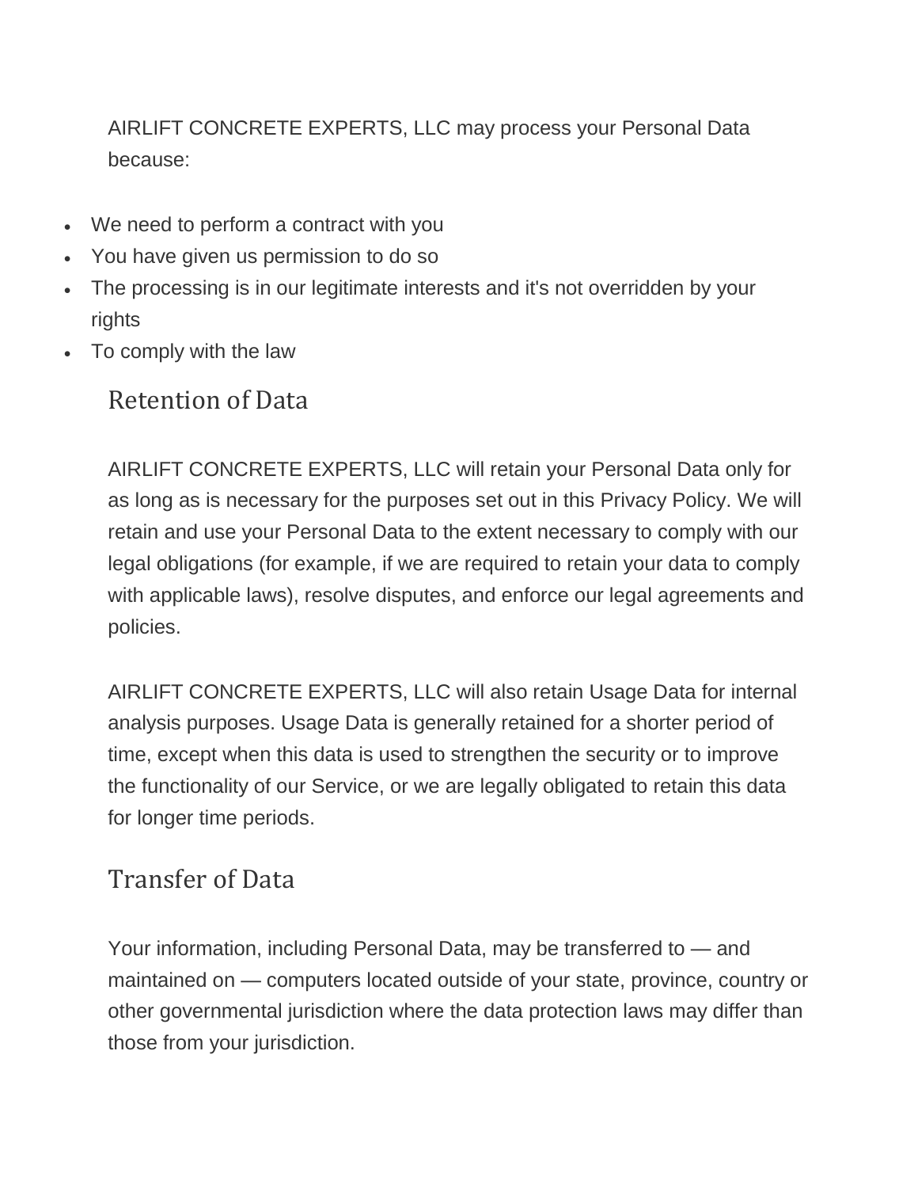AIRLIFT CONCRETE EXPERTS, LLC may process your Personal Data because:

- We need to perform a contract with you
- You have given us permission to do so
- The processing is in our legitimate interests and it's not overridden by your rights
- To comply with the law

## Retention of Data

AIRLIFT CONCRETE EXPERTS, LLC will retain your Personal Data only for as long as is necessary for the purposes set out in this Privacy Policy. We will retain and use your Personal Data to the extent necessary to comply with our legal obligations (for example, if we are required to retain your data to comply with applicable laws), resolve disputes, and enforce our legal agreements and policies.

AIRLIFT CONCRETE EXPERTS, LLC will also retain Usage Data for internal analysis purposes. Usage Data is generally retained for a shorter period of time, except when this data is used to strengthen the security or to improve the functionality of our Service, or we are legally obligated to retain this data for longer time periods.

## Transfer of Data

Your information, including Personal Data, may be transferred to — and maintained on — computers located outside of your state, province, country or other governmental jurisdiction where the data protection laws may differ than those from your jurisdiction.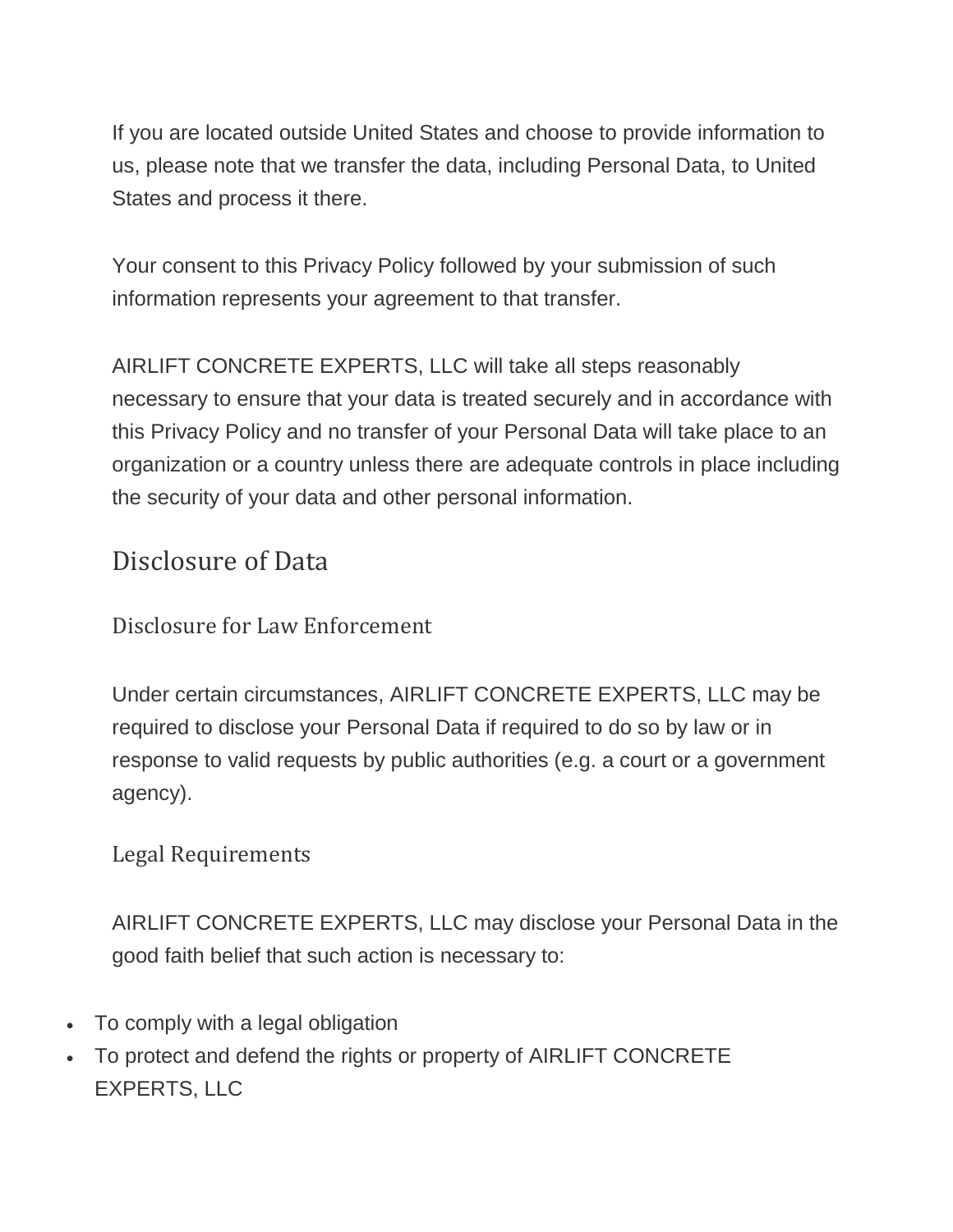If you are located outside United States and choose to provide information to us, please note that we transfer the data, including Personal Data, to United States and process it there.

Your consent to this Privacy Policy followed by your submission of such information represents your agreement to that transfer.

AIRLIFT CONCRETE EXPERTS, LLC will take all steps reasonably necessary to ensure that your data is treated securely and in accordance with this Privacy Policy and no transfer of your Personal Data will take place to an organization or a country unless there are adequate controls in place including the security of your data and other personal information.

## Disclosure of Data

### Disclosure for Law Enforcement

Under certain circumstances, AIRLIFT CONCRETE EXPERTS, LLC may be required to disclose your Personal Data if required to do so by law or in response to valid requests by public authorities (e.g. a court or a government agency).

### Legal Requirements

AIRLIFT CONCRETE EXPERTS, LLC may disclose your Personal Data in the good faith belief that such action is necessary to:

- To comply with a legal obligation
- To protect and defend the rights or property of AIRLIFT CONCRETE EXPERTS, LLC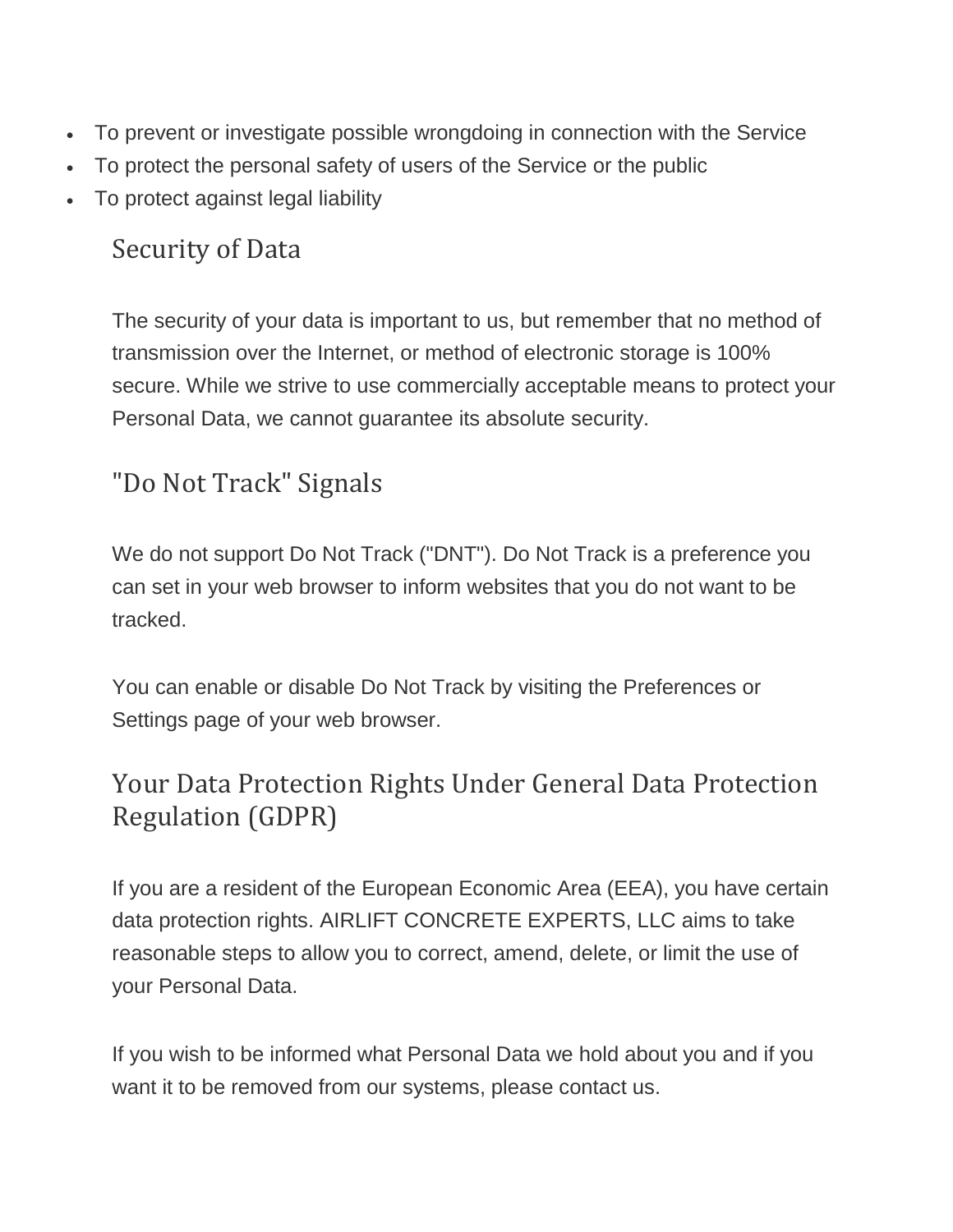- To prevent or investigate possible wrongdoing in connection with the Service
- To protect the personal safety of users of the Service or the public
- To protect against legal liability

## Security of Data

The security of your data is important to us, but remember that no method of transmission over the Internet, or method of electronic storage is 100% secure. While we strive to use commercially acceptable means to protect your Personal Data, we cannot guarantee its absolute security.

## "Do Not Track" Signals

We do not support Do Not Track ("DNT"). Do Not Track is a preference you can set in your web browser to inform websites that you do not want to be tracked.

You can enable or disable Do Not Track by visiting the Preferences or Settings page of your web browser.

## Your Data Protection Rights Under General Data Protection Regulation (GDPR)

If you are a resident of the European Economic Area (EEA), you have certain data protection rights. AIRLIFT CONCRETE EXPERTS, LLC aims to take reasonable steps to allow you to correct, amend, delete, or limit the use of your Personal Data.

If you wish to be informed what Personal Data we hold about you and if you want it to be removed from our systems, please contact us.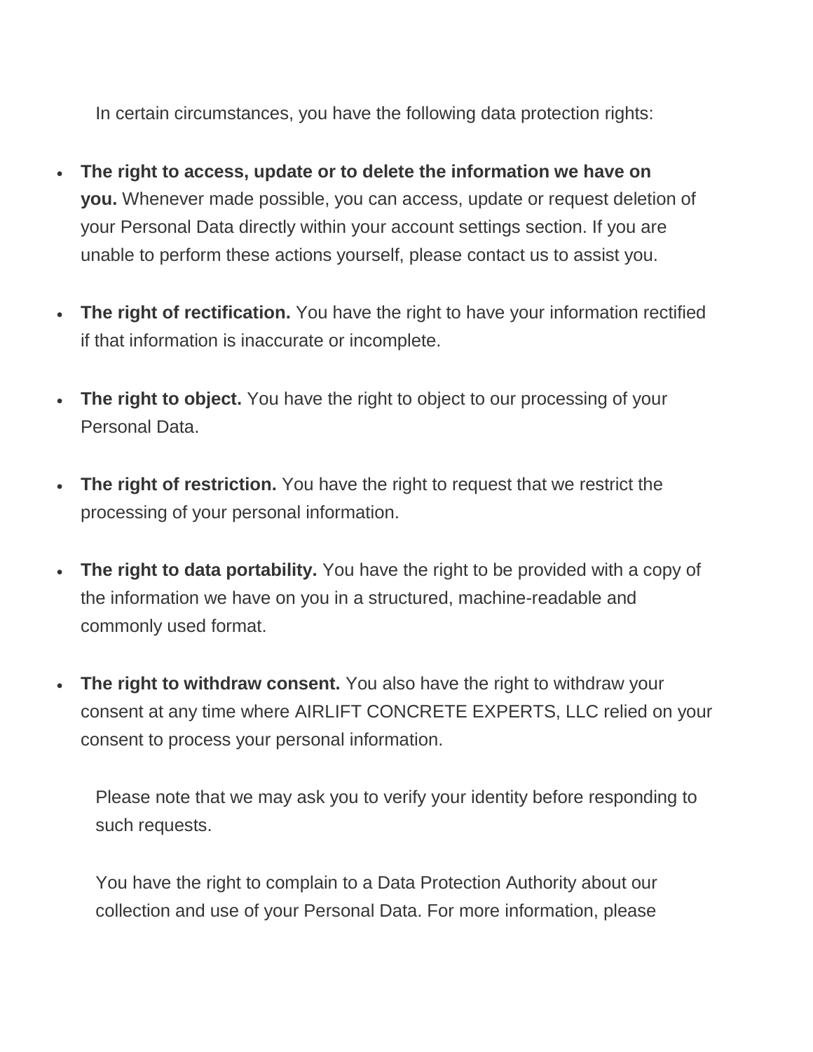In certain circumstances, you have the following data protection rights:

- **The right to access, update or to delete the information we have on you.** Whenever made possible, you can access, update or request deletion of your Personal Data directly within your account settings section. If you are unable to perform these actions yourself, please contact us to assist you.
- **The right of rectification.** You have the right to have your information rectified if that information is inaccurate or incomplete.
- **The right to object.** You have the right to object to our processing of your Personal Data.
- **The right of restriction.** You have the right to request that we restrict the processing of your personal information.
- **The right to data portability.** You have the right to be provided with a copy of the information we have on you in a structured, machine-readable and commonly used format.
- **The right to withdraw consent.** You also have the right to withdraw your consent at any time where AIRLIFT CONCRETE EXPERTS, LLC relied on your consent to process your personal information.

Please note that we may ask you to verify your identity before responding to such requests.

You have the right to complain to a Data Protection Authority about our collection and use of your Personal Data. For more information, please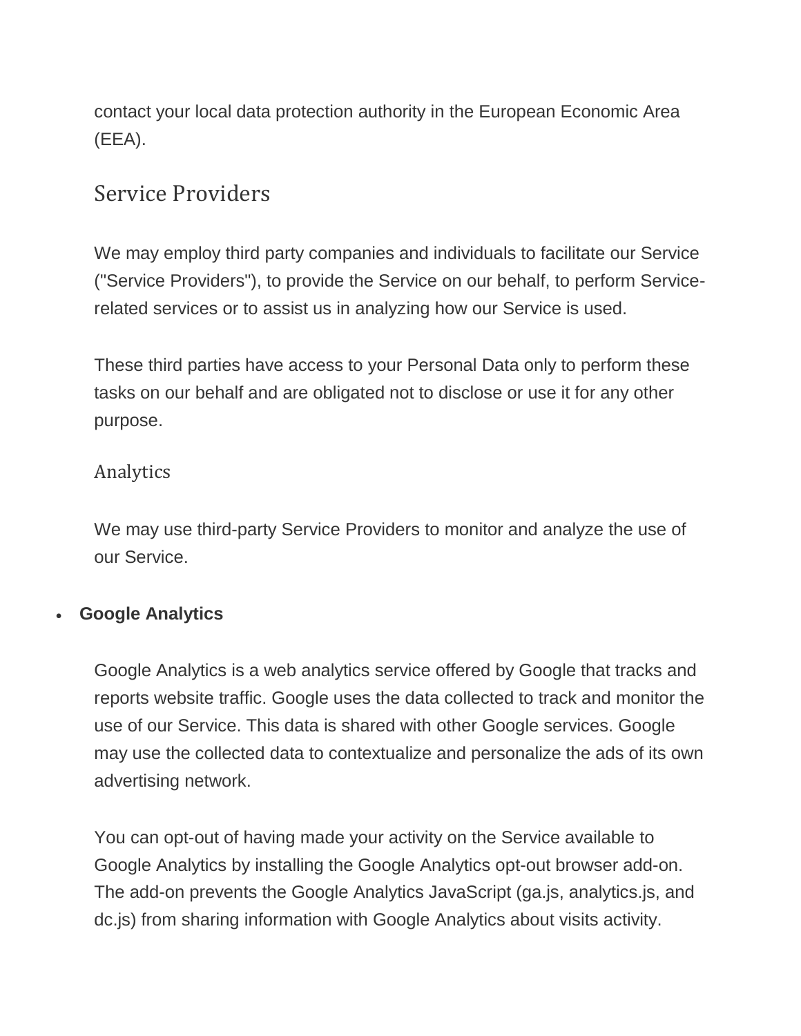contact your local data protection authority in the European Economic Area (EEA).

## Service Providers

We may employ third party companies and individuals to facilitate our Service ("Service Providers"), to provide the Service on our behalf, to perform Service-related services or to assist us in analyzing how our Service is used.

These third parties have access to your Personal Data only to perform these tasks on our behalf and are obligated not to disclose or use it for any other purpose.

### Analytics

We may use third-party Service Providers to monitor and analyze the use of our Service.

- **Google Analytics**

  Google Analytics is a web analytics service offered by Google that tracks and reports website traffic. Google uses the data collected to track and monitor the use of our Service. This data is shared with other Google services. Google may use the collected data to contextualize and personalize the ads of its own advertising network.

  You can opt-out of having made your activity on the Service available to Google Analytics by installing the Google Analytics opt-out browser add-on. The add-on prevents the Google Analytics JavaScript (ga.js, analytics.js, and dc.js) from sharing information with Google Analytics about visits activity.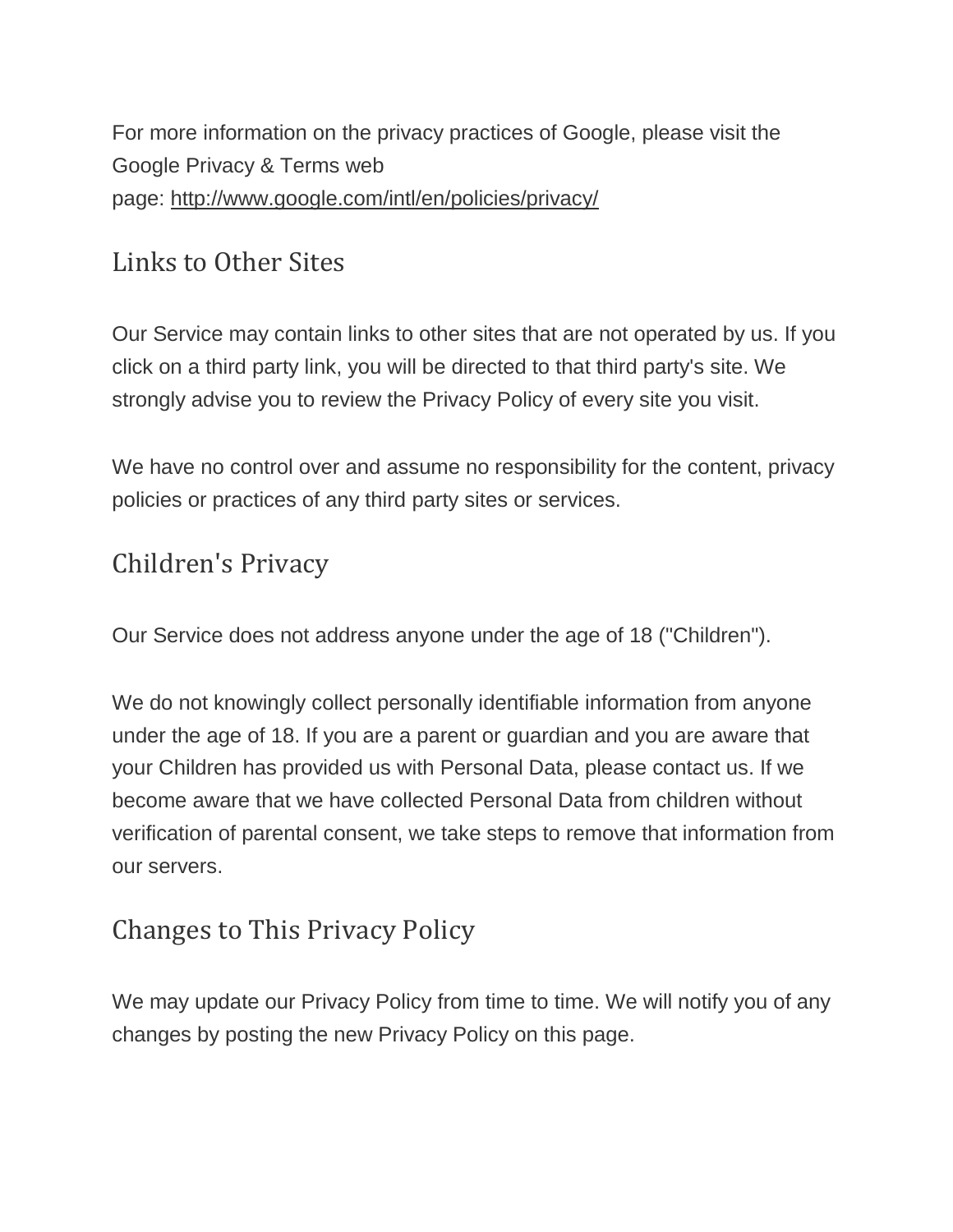For more information on the privacy practices of Google, please visit the Google Privacy & Terms web page: http://www.google.com/intl/en/policies/privacy/

## Links to Other Sites

Our Service may contain links to other sites that are not operated by us. If you click on a third party link, you will be directed to that third party's site. We strongly advise you to review the Privacy Policy of every site you visit.

We have no control over and assume no responsibility for the content, privacy policies or practices of any third party sites or services.

## Children's Privacy

Our Service does not address anyone under the age of 18 ("Children").

We do not knowingly collect personally identifiable information from anyone under the age of 18. If you are a parent or guardian and you are aware that your Children has provided us with Personal Data, please contact us. If we become aware that we have collected Personal Data from children without verification of parental consent, we take steps to remove that information from our servers.

## Changes to This Privacy Policy

We may update our Privacy Policy from time to time. We will notify you of any changes by posting the new Privacy Policy on this page.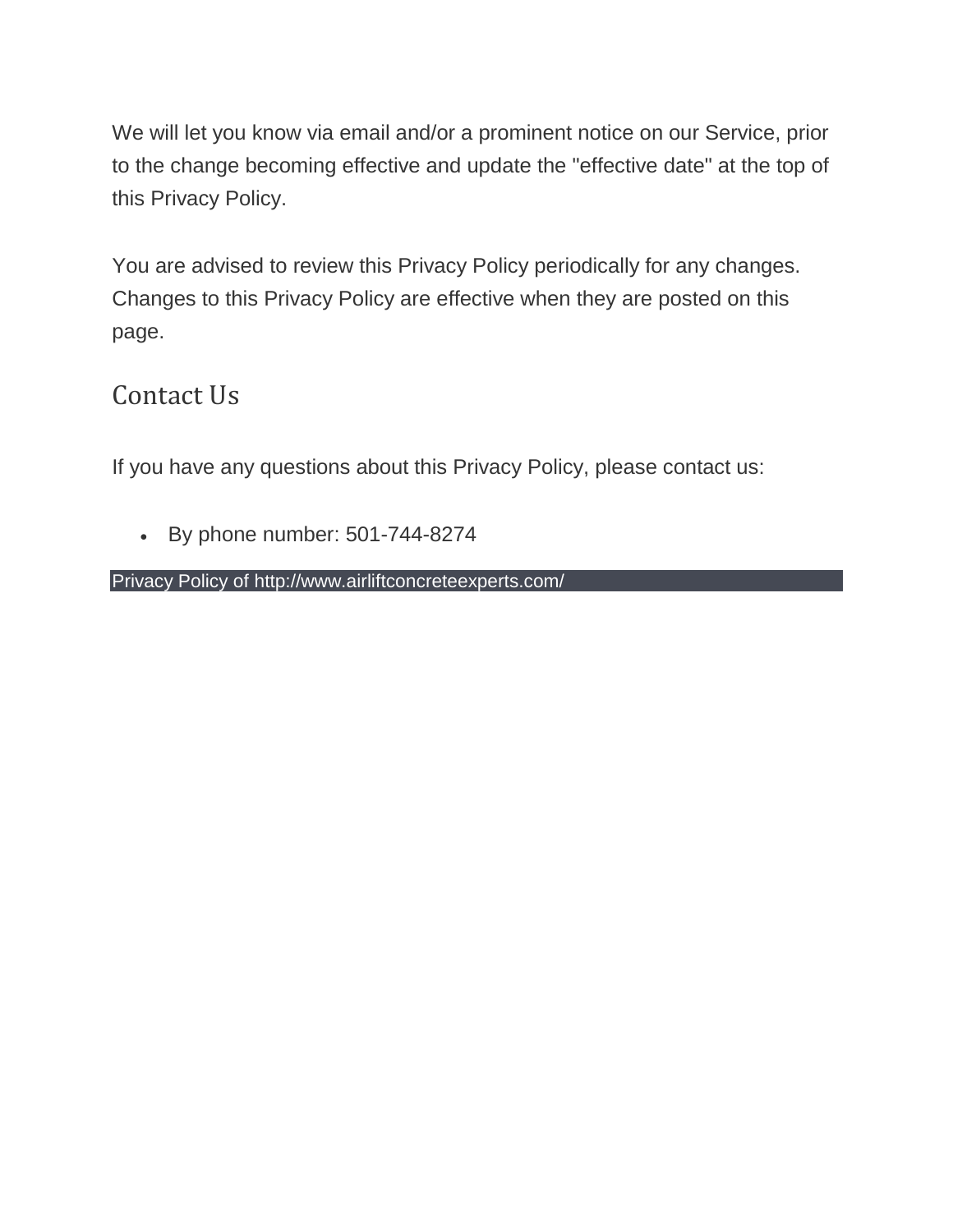We will let you know via email and/or a prominent notice on our Service, prior to the change becoming effective and update the "effective date" at the top of this Privacy Policy.

You are advised to review this Privacy Policy periodically for any changes. Changes to this Privacy Policy are effective when they are posted on this page.

## Contact Us

If you have any questions about this Privacy Policy, please contact us:

- By phone number: 501-744-8274

Privacy Policy of http://www.airliftconcreteexperts.com/